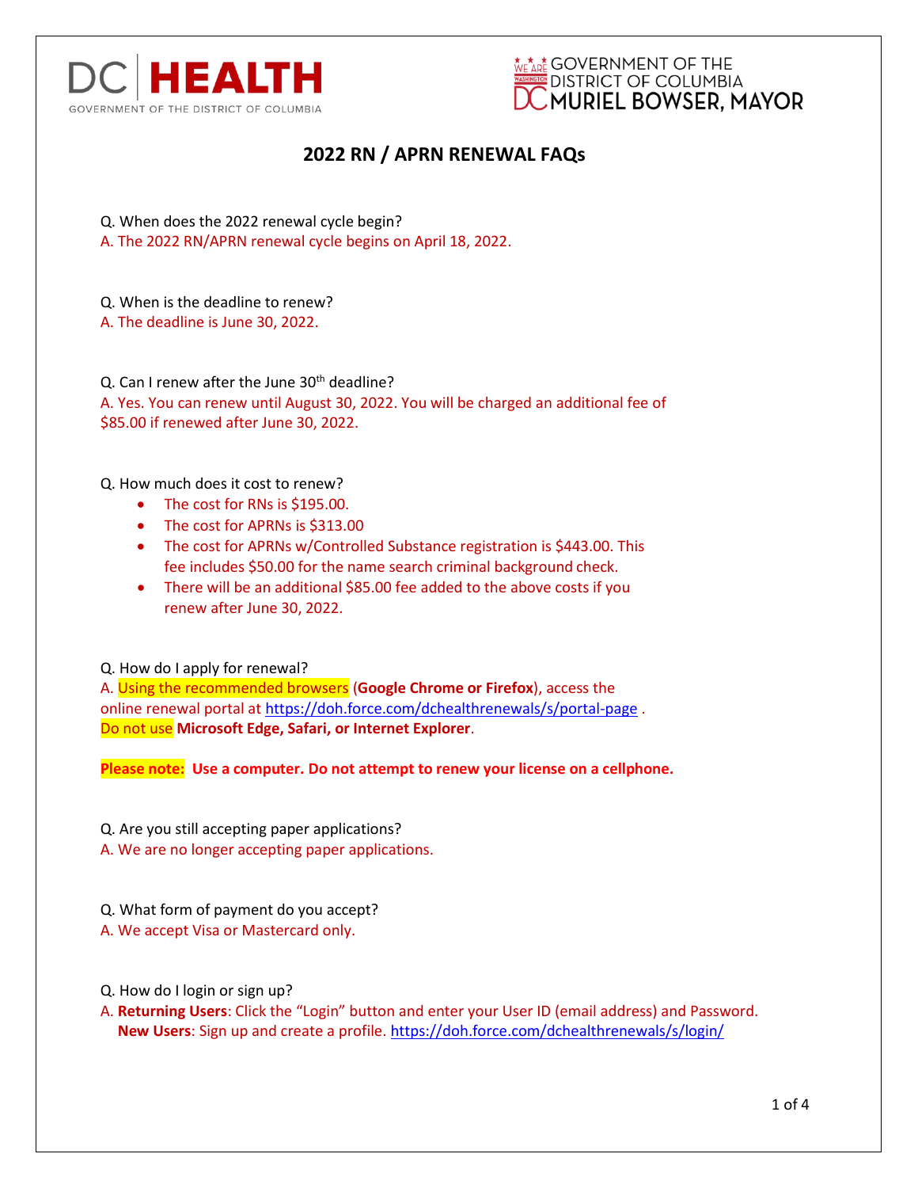DC HEALTH
GOVERNMENT OF THE DISTRICT OF COLUMBIA

GOVERNMENT OF THE DISTRICT OF COLUMBIA
MURIEL BOWSER, MAYOR

# 2022 RN / APRN RENEWAL FAQs

Q. When does the 2022 renewal cycle begin?

A. The 2022 RN/APRN renewal cycle begins on April 18, 2022.

Q. When is the deadline to renew?

A. The deadline is June 30, 2022.

Q. Can I renew after the June 30th deadline?

A. Yes. You can renew until August 30, 2022. You will be charged an additional fee of $85.00 if renewed after June 30, 2022.

Q. How much does it cost to renew?

- The cost for RNs is $195.00.
- The cost for APRNs is $313.00
- The cost for APRNs w/Controlled Substance registration is $443.00. This fee includes $50.00 for the name search criminal background check.
- There will be an additional $85.00 fee added to the above costs if you renew after June 30, 2022.

Q. How do I apply for renewal?

A. Using the recommended browsers (**Google Chrome or Firefox**), access the online renewal portal at https://doh.force.com/dchealthrenewals/s/portal-page . Do not use **Microsoft Edge, Safari, or Internet Explorer**.

**Please note: Use a computer. Do not attempt to renew your license on a cellphone.**

Q. Are you still accepting paper applications?

A. We are no longer accepting paper applications.

Q. What form of payment do you accept?

A. We accept Visa or Mastercard only.

Q. How do I login or sign up?

A. **Returning Users**: Click the "Login" button and enter your User ID (email address) and Password.
**New Users**: Sign up and create a profile. https://doh.force.com/dchealthrenewals/s/login/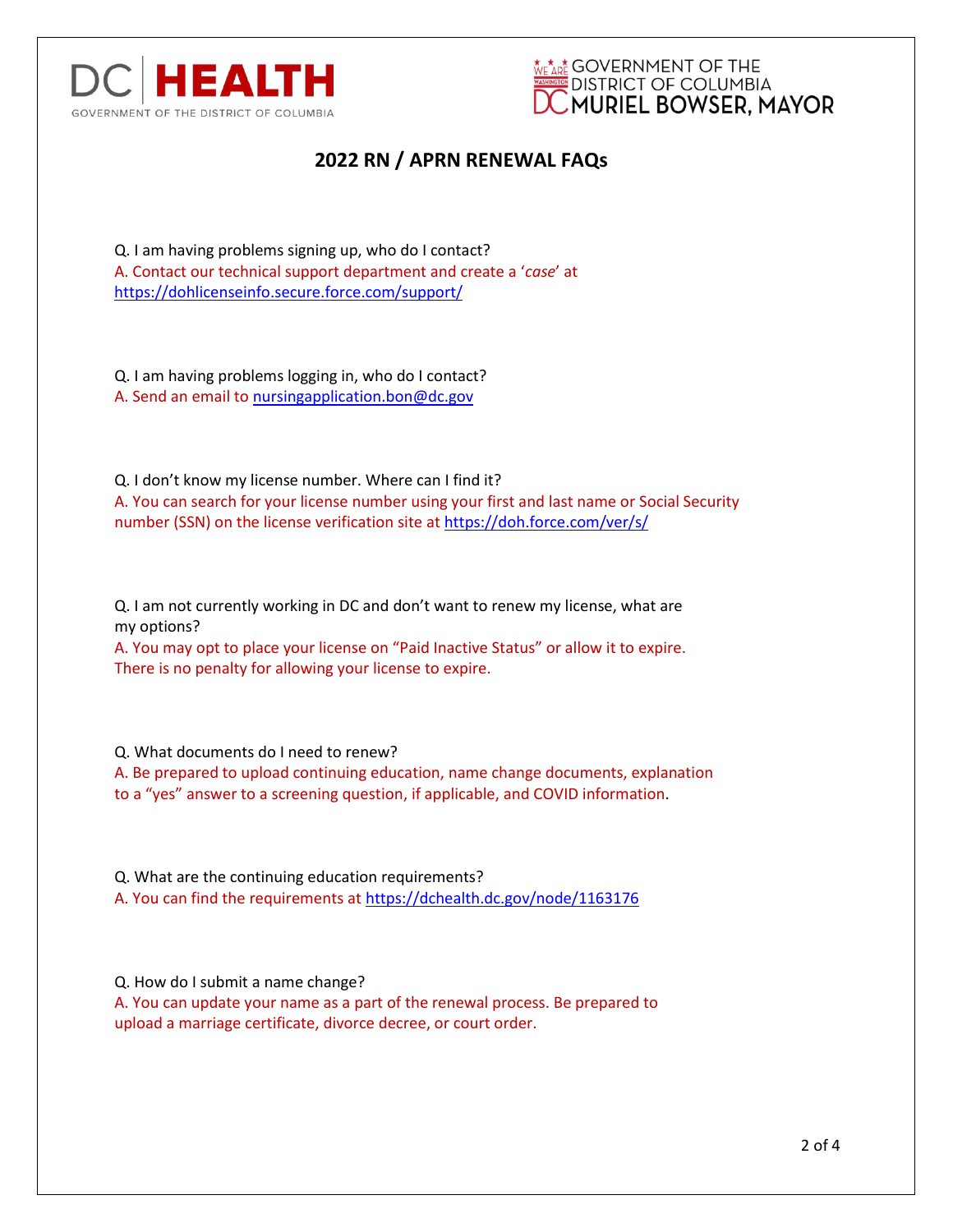DC HEALTH
GOVERNMENT OF THE DISTRICT OF COLUMBIA

GOVERNMENT OF THE DISTRICT OF COLUMBIA
MURIEL BOWSER, MAYOR

# 2022 RN / APRN RENEWAL FAQs

Q. I am having problems signing up, who do I contact?
A. Contact our technical support department and create a '*case*' at https://dohlicenseinfo.secure.force.com/support/

Q. I am having problems logging in, who do I contact?
A. Send an email to nursingapplication.bon@dc.gov

Q. I don't know my license number. Where can I find it?
A. You can search for your license number using your first and last name or Social Security number (SSN) on the license verification site at https://doh.force.com/ver/s/

Q. I am not currently working in DC and don't want to renew my license, what are my options?
A. You may opt to place your license on "Paid Inactive Status" or allow it to expire. There is no penalty for allowing your license to expire.

Q. What documents do I need to renew?
A. Be prepared to upload continuing education, name change documents, explanation to a "yes" answer to a screening question, if applicable, and COVID information.

Q. What are the continuing education requirements?
A. You can find the requirements at https://dchealth.dc.gov/node/1163176

Q. How do I submit a name change?
A. You can update your name as a part of the renewal process. Be prepared to upload a marriage certificate, divorce decree, or court order.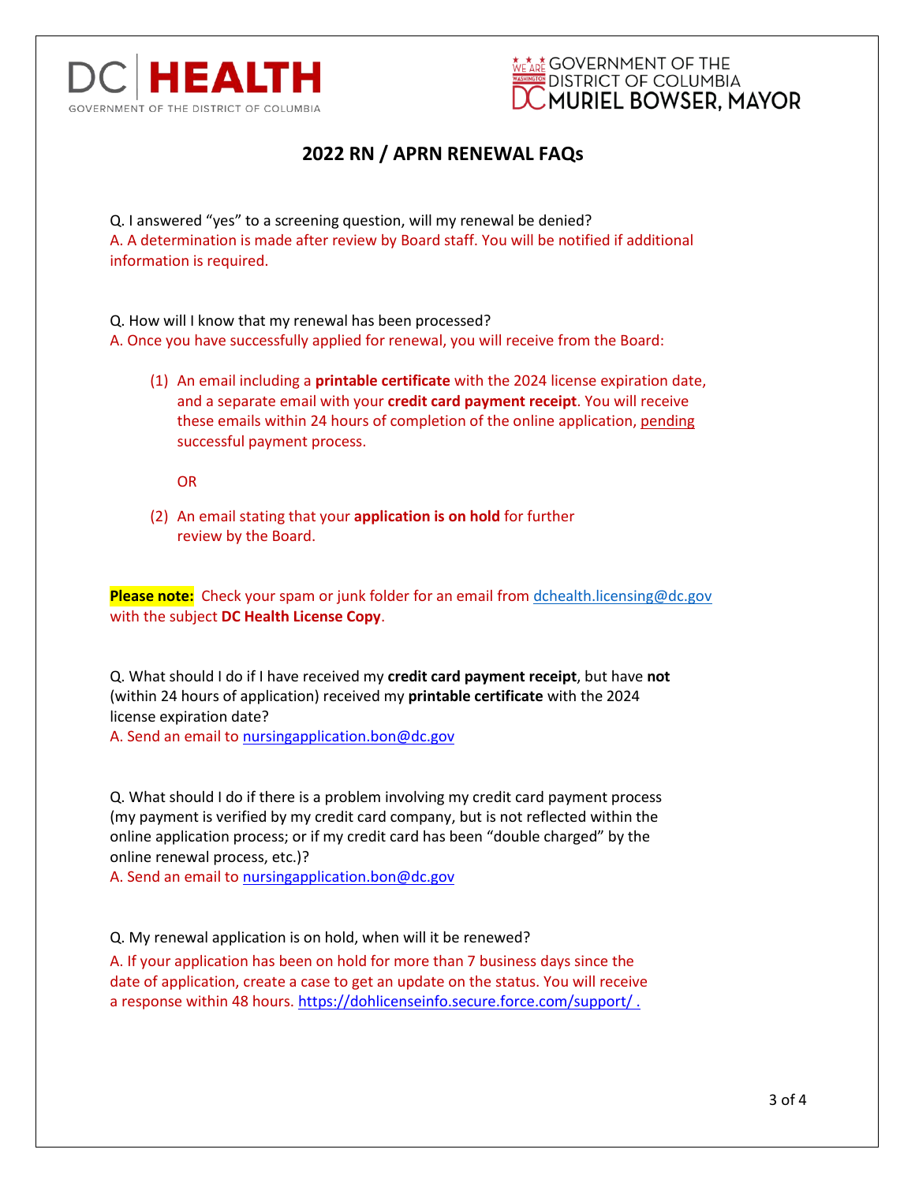# 2022 RN / APRN RENEWAL FAQs

Q. I answered "yes" to a screening question, will my renewal be denied?
A. A determination is made after review by Board staff. You will be notified if additional information is required.

Q. How will I know that my renewal has been processed?
A. Once you have successfully applied for renewal, you will receive from the Board:

(1) An email including a **printable certificate** with the 2024 license expiration date, and a separate email with your **credit card payment receipt**. You will receive these emails within 24 hours of completion of the online application, pending successful payment process.

OR

(2) An email stating that your **application is on hold** for further review by the Board.

**Please note:** Check your spam or junk folder for an email from dchealth.licensing@dc.gov with the subject **DC Health License Copy**.

Q. What should I do if I have received my **credit card payment receipt**, but have **not** (within 24 hours of application) received my **printable certificate** with the 2024 license expiration date?
A. Send an email to nursingapplication.bon@dc.gov

Q. What should I do if there is a problem involving my credit card payment process (my payment is verified by my credit card company, but is not reflected within the online application process; or if my credit card has been "double charged" by the online renewal process, etc.)?
A. Send an email to nursingapplication.bon@dc.gov

Q. My renewal application is on hold, when will it be renewed?
A. If your application has been on hold for more than 7 business days since the date of application, create a case to get an update on the status. You will receive a response within 48 hours. https://dohlicenseinfo.secure.force.com/support/ .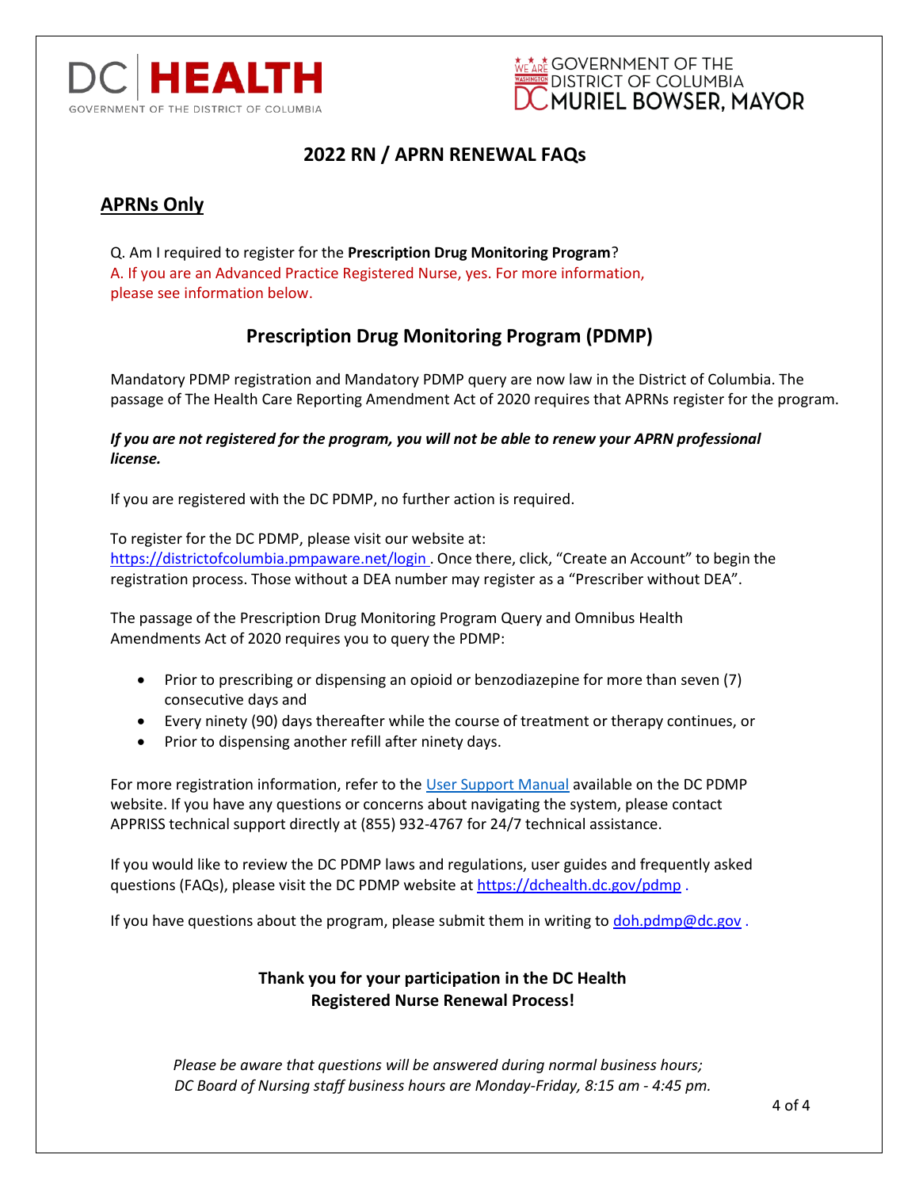DC HEALTH
GOVERNMENT OF THE DISTRICT OF COLUMBIA

GOVERNMENT OF THE DISTRICT OF COLUMBIA
MURIEL BOWSER, MAYOR

# 2022 RN / APRN RENEWAL FAQs

## APRNs Only

Q. Am I required to register for the **Prescription Drug Monitoring Program**?
A. If you are an Advanced Practice Registered Nurse, yes. For more information, please see information below.

## Prescription Drug Monitoring Program (PDMP)

Mandatory PDMP registration and Mandatory PDMP query are now law in the District of Columbia. The passage of The Health Care Reporting Amendment Act of 2020 requires that APRNs register for the program.

***If you are not registered for the program, you will not be able to renew your APRN professional license.***

If you are registered with the DC PDMP, no further action is required.

To register for the DC PDMP, please visit our website at: https://districtofcolumbia.pmpaware.net/login . Once there, click, "Create an Account" to begin the registration process. Those without a DEA number may register as a "Prescriber without DEA".

The passage of the Prescription Drug Monitoring Program Query and Omnibus Health Amendments Act of 2020 requires you to query the PDMP:

- Prior to prescribing or dispensing an opioid or benzodiazepine for more than seven (7) consecutive days and
- Every ninety (90) days thereafter while the course of treatment or therapy continues, or
- Prior to dispensing another refill after ninety days.

For more registration information, refer to the User Support Manual available on the DC PDMP website. If you have any questions or concerns about navigating the system, please contact APPRISS technical support directly at (855) 932-4767 for 24/7 technical assistance.

If you would like to review the DC PDMP laws and regulations, user guides and frequently asked questions (FAQs), please visit the DC PDMP website at https://dchealth.dc.gov/pdmp .

If you have questions about the program, please submit them in writing to doh.pdmp@dc.gov .

**Thank you for your participation in the DC Health Registered Nurse Renewal Process!**

*Please be aware that questions will be answered during normal business hours; DC Board of Nursing staff business hours are Monday-Friday, 8:15 am - 4:45 pm.*